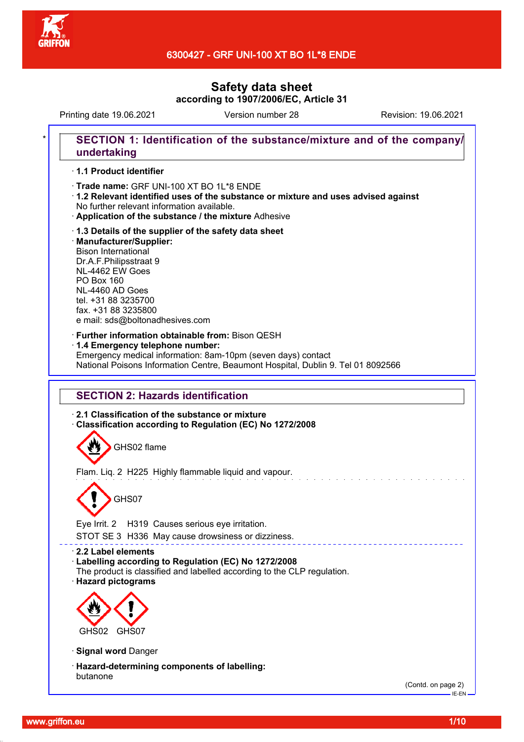# 6300427 - GRF UNI-100 XT BO 1L*8 ENDE

## Safety data sheet
**according to 1907/2006/EC, Article 31**

Printing date 19.06.2021 Version number 28 Revision: 19.06.2021

## SECTION 1: Identification of the substance/mixture and of the company/undertaking

· **1.1 Product identifier**

· **Trade name:** GRF UNI-100 XT BO 1L*8 ENDE
· **1.2 Relevant identified uses of the substance or mixture and uses advised against**
No further relevant information available.
· **Application of the substance / the mixture** Adhesive

· **1.3 Details of the supplier of the safety data sheet**
· **Manufacturer/Supplier:**
Bison International
Dr.A.F.Philipsstraat 9
NL-4462 EW Goes
PO Box 160
NL-4460 AD Goes
tel. +31 88 3235700
fax. +31 88 3235800
e mail: sds@boltonadhesives.com

· **Further information obtainable from:** Bison QESH
· **1.4 Emergency telephone number:**
Emergency medical information: 8am-10pm (seven days) contact
National Poisons Information Centre, Beaumont Hospital, Dublin 9. Tel 01 8092566

## SECTION 2: Hazards identification

· **2.1 Classification of the substance or mixture**
· **Classification according to Regulation (EC) No 1272/2008**

GHS02 flame

Flam. Liq. 2 H225 Highly flammable liquid and vapour.

GHS07

Eye Irrit. 2 H319 Causes serious eye irritation.
STOT SE 3 H336 May cause drowsiness or dizziness.

· **2.2 Label elements**
· **Labelling according to Regulation (EC) No 1272/2008**
The product is classified and labelled according to the CLP regulation.
· **Hazard pictograms**

GHS02 GHS07

· **Signal word** Danger

· **Hazard-determining components of labelling:**
butanone

(Contd. on page 2)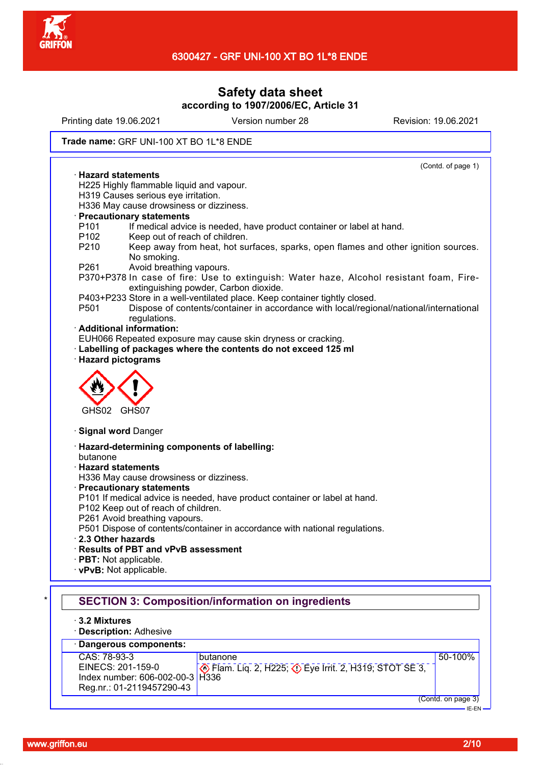# Safety data sheet

**according to 1907/2006/EC, Article 31**

Printing date 19.06.2021 Version number 28 Revision: 19.06.2021

**Trade name:** GRF UNI-100 XT BO 1L*8 ENDE

(Contd. of page 1)

· **Hazard statements**
H225 Highly flammable liquid and vapour.
H319 Causes serious eye irritation.
H336 May cause drowsiness or dizziness.

· **Precautionary statements**

| | |
|---|---|
| P101 | If medical advice is needed, have product container or label at hand. |
| P102 | Keep out of reach of children. |
| P210 | Keep away from heat, hot surfaces, sparks, open flames and other ignition sources. No smoking. |
| P261 | Avoid breathing vapours. |
| P370+P378 | In case of fire: Use to extinguish: Water haze, Alcohol resistant foam, Fire-extinguishing powder, Carbon dioxide. |
| P403+P233 | Store in a well-ventilated place. Keep container tightly closed. |
| P501 | Dispose of contents/container in accordance with local/regional/national/international regulations. |

· **Additional information:**
EUH066 Repeated exposure may cause skin dryness or cracking.

· **Labelling of packages where the contents do not exceed 125 ml**

· **Hazard pictograms**

GHS02 GHS07

· **Signal word** Danger

· **Hazard-determining components of labelling:**
butanone

· **Hazard statements**
H336 May cause drowsiness or dizziness.

· **Precautionary statements**
P101 If medical advice is needed, have product container or label at hand.
P102 Keep out of reach of children.
P261 Avoid breathing vapours.
P501 Dispose of contents/container in accordance with national regulations.

· **2.3 Other hazards**

· **Results of PBT and vPvB assessment**

· **PBT:** Not applicable.

· **vPvB:** Not applicable.

## SECTION 3: Composition/information on ingredients

· **3.2 Mixtures**

· **Description:** Adhesive

· **Dangerous components:**

| | | |
|---|---|---|
| CAS: 78-93-3<br>EINECS: 201-159-0<br>Index number: 606-002-00-3<br>Reg.nr.: 01-2119457290-43 | butanone<br>Flam. Liq. 2, H225; Eye Irrit. 2, H319; STOT SE 3, H336 | 50-100% |

(Contd. on page 3)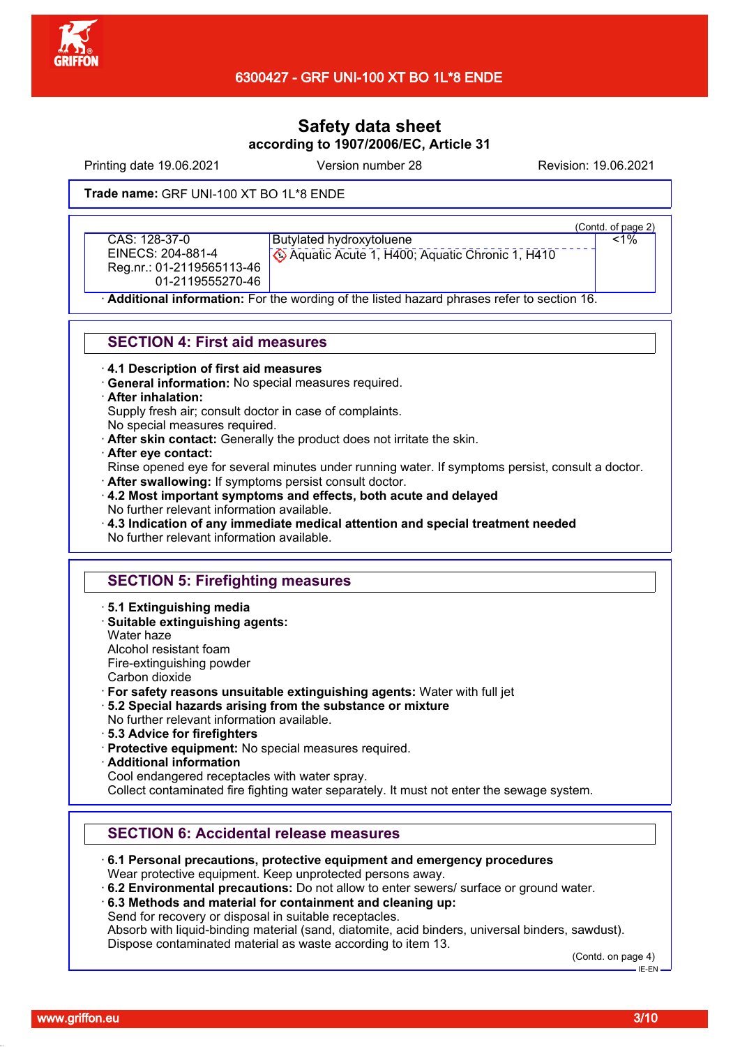# Safety data sheet

**according to 1907/2006/EC, Article 31**

Printing date 19.06.2021 | Version number 28 | Revision: 19.06.2021

**Trade name:** GRF UNI-100 XT BO 1L*8 ENDE

(Contd. of page 2)

| | | |
|---|---|---|
| CAS: 128-37-0<br>EINECS: 204-881-4<br>Reg.nr.: 01-2119565113-46<br>01-2119555270-46 | Butylated hydroxytoluene<br>Aquatic Acute 1, H400; Aquatic Chronic 1, H410 | <1% |

· **Additional information:** For the wording of the listed hazard phrases refer to section 16.

## SECTION 4: First aid measures

· **4.1 Description of first aid measures**
· **General information:** No special measures required.
· **After inhalation:**
Supply fresh air; consult doctor in case of complaints.
No special measures required.
· **After skin contact:** Generally the product does not irritate the skin.
· **After eye contact:**
Rinse opened eye for several minutes under running water. If symptoms persist, consult a doctor.
· **After swallowing:** If symptoms persist consult doctor.
· **4.2 Most important symptoms and effects, both acute and delayed**
No further relevant information available.
· **4.3 Indication of any immediate medical attention and special treatment needed**
No further relevant information available.

## SECTION 5: Firefighting measures

· **5.1 Extinguishing media**
· **Suitable extinguishing agents:**
Water haze
Alcohol resistant foam
Fire-extinguishing powder
Carbon dioxide
· **For safety reasons unsuitable extinguishing agents:** Water with full jet
· **5.2 Special hazards arising from the substance or mixture**
No further relevant information available.
· **5.3 Advice for firefighters**
· **Protective equipment:** No special measures required.
· **Additional information**
Cool endangered receptacles with water spray.
Collect contaminated fire fighting water separately. It must not enter the sewage system.

## SECTION 6: Accidental release measures

· **6.1 Personal precautions, protective equipment and emergency procedures**
Wear protective equipment. Keep unprotected persons away.
· **6.2 Environmental precautions:** Do not allow to enter sewers/ surface or ground water.
· **6.3 Methods and material for containment and cleaning up:**
Send for recovery or disposal in suitable receptacles.
Absorb with liquid-binding material (sand, diatomite, acid binders, universal binders, sawdust).
Dispose contaminated material as waste according to item 13.

(Contd. on page 4)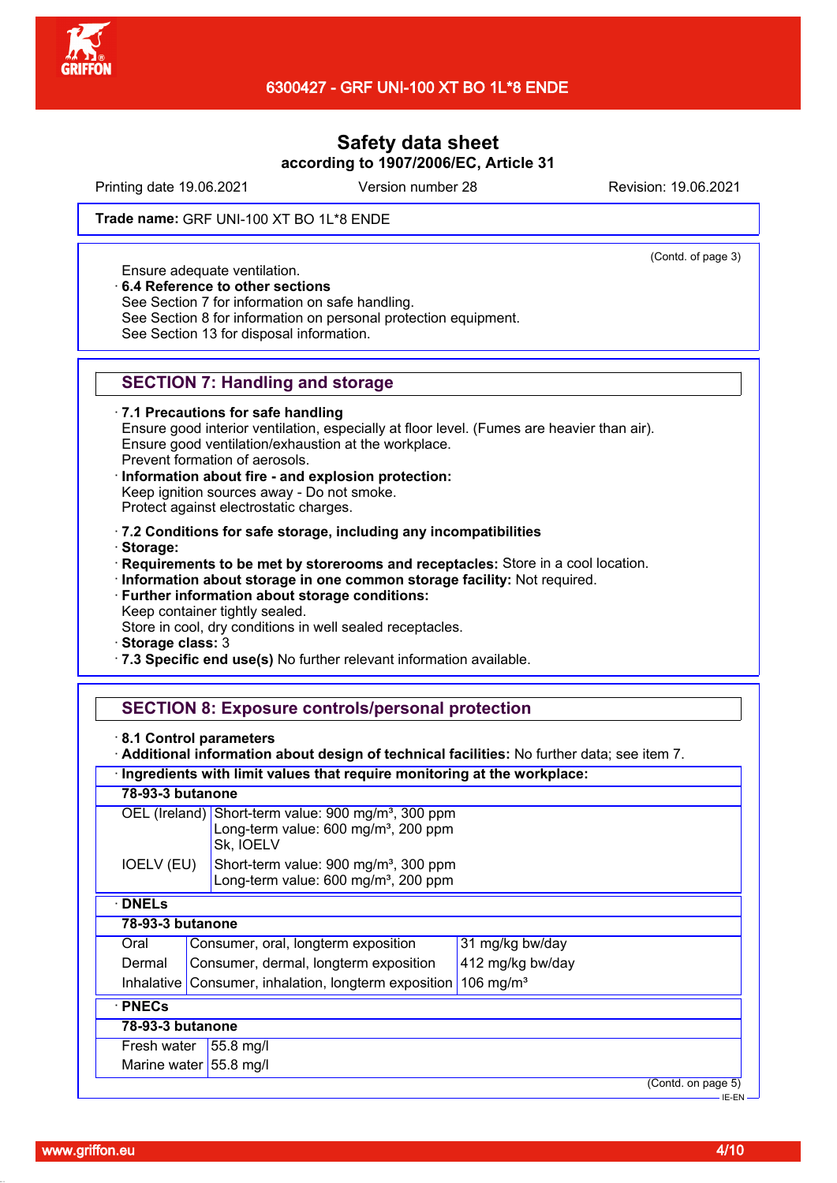**Safety data sheet**
**according to 1907/2006/EC, Article 31**

Printing date 19.06.2021 | Version number 28 | Revision: 19.06.2021

**Trade name:** GRF UNI-100 XT BO 1L*8 ENDE

(Contd. of page 3)

Ensure adequate ventilation.

· **6.4 Reference to other sections**
See Section 7 for information on safe handling.
See Section 8 for information on personal protection equipment.
See Section 13 for disposal information.

## SECTION 7: Handling and storage

· **7.1 Precautions for safe handling**
Ensure good interior ventilation, especially at floor level. (Fumes are heavier than air).
Ensure good ventilation/exhaustion at the workplace.
Prevent formation of aerosols.

· **Information about fire - and explosion protection:**
Keep ignition sources away - Do not smoke.
Protect against electrostatic charges.

· **7.2 Conditions for safe storage, including any incompatibilities**
· **Storage:**
· **Requirements to be met by storerooms and receptacles:** Store in a cool location.
· **Information about storage in one common storage facility:** Not required.
· **Further information about storage conditions:**
Keep container tightly sealed.
Store in cool, dry conditions in well sealed receptacles.
· **Storage class:** 3
· **7.3 Specific end use(s)** No further relevant information available.

## SECTION 8: Exposure controls/personal protection

· **8.1 Control parameters**
· **Additional information about design of technical facilities:** No further data; see item 7.

· **Ingredients with limit values that require monitoring at the workplace:**

**78-93-3 butanone**

| | |
|---|---|
| OEL (Ireland) | Short-term value: 900 mg/m³, 300 ppm<br>Long-term value: 600 mg/m³, 200 ppm<br>Sk, IOELV |
| IOELV (EU) | Short-term value: 900 mg/m³, 300 ppm<br>Long-term value: 600 mg/m³, 200 ppm |

· **DNELs**

**78-93-3 butanone**

| | | |
|---|---|---|
| Oral | Consumer, oral, longterm exposition | 31 mg/kg bw/day |
| Dermal | Consumer, dermal, longterm exposition | 412 mg/kg bw/day |
| Inhalative | Consumer, inhalation, longterm exposition | 106 mg/m³ |

· **PNECs**

**78-93-3 butanone**

| | |
|---|---|
| Fresh water | 55.8 mg/l |
| Marine water | 55.8 mg/l |

(Contd. on page 5)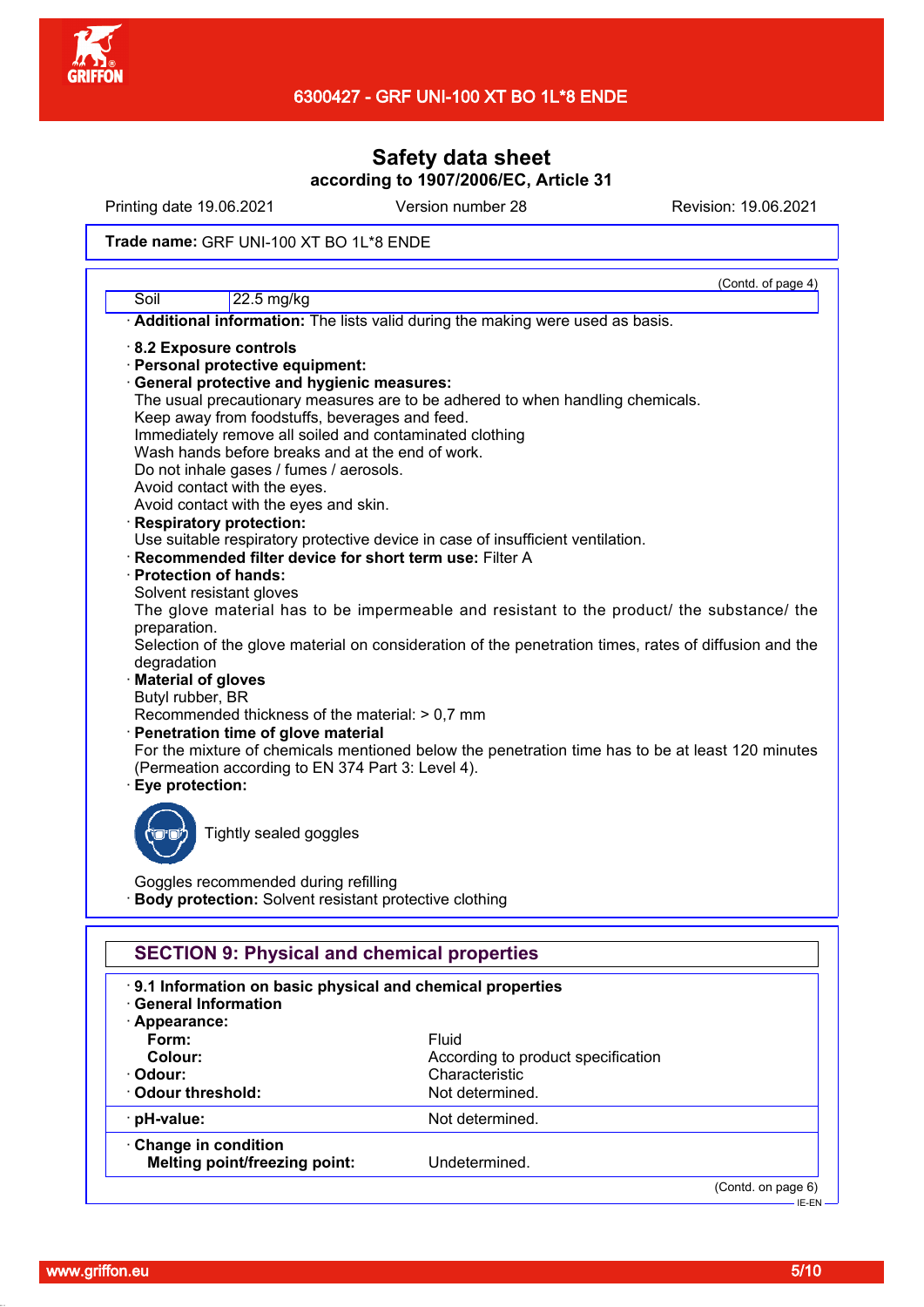Safety data sheet

according to 1907/2006/EC, Article 31

Printing date 19.06.2021 | Version number 28 | Revision: 19.06.2021

**Trade name:** GRF UNI-100 XT BO 1L*8 ENDE

(Contd. of page 4)

| Soil | 22.5 mg/kg |
|---|---|

· **Additional information:** The lists valid during the making were used as basis.

· **8.2 Exposure controls**

· **Personal protective equipment:**

· **General protective and hygienic measures:**

The usual precautionary measures are to be adhered to when handling chemicals.
Keep away from foodstuffs, beverages and feed.
Immediately remove all soiled and contaminated clothing
Wash hands before breaks and at the end of work.
Do not inhale gases / fumes / aerosols.
Avoid contact with the eyes.
Avoid contact with the eyes and skin.

· **Respiratory protection:**

Use suitable respiratory protective device in case of insufficient ventilation.

· **Recommended filter device for short term use:** Filter A

· **Protection of hands:**

Solvent resistant gloves

The glove material has to be impermeable and resistant to the product/ the substance/ the preparation.

Selection of the glove material on consideration of the penetration times, rates of diffusion and the degradation

· **Material of gloves**

Butyl rubber, BR

Recommended thickness of the material: > 0,7 mm

· **Penetration time of glove material**

For the mixture of chemicals mentioned below the penetration time has to be at least 120 minutes (Permeation according to EN 374 Part 3: Level 4).

· **Eye protection:**

Tightly sealed goggles

Goggles recommended during refilling

· **Body protection:** Solvent resistant protective clothing

## SECTION 9: Physical and chemical properties

· **9.1 Information on basic physical and chemical properties**

· **General Information**

| · **Appearance:** | |
|---|---|
| **Form:** | Fluid |
| **Colour:** | According to product specification |
| · **Odour:** | Characteristic |
| · **Odour threshold:** | Not determined. |
| · **pH-value:** | Not determined. |
| · **Change in condition** | |
| **Melting point/freezing point:** | Undetermined. |

(Contd. on page 6)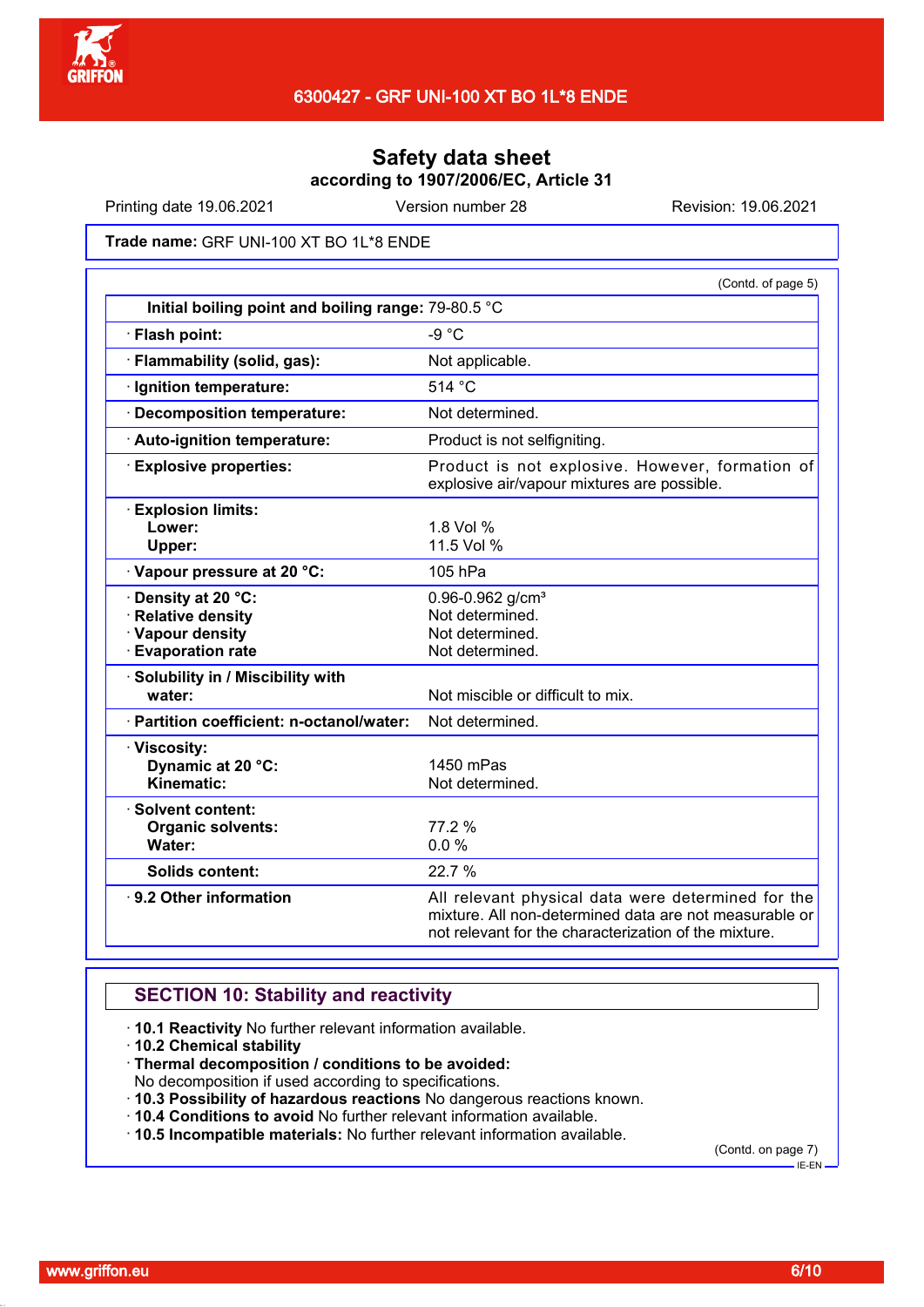# Safety data sheet

**according to 1907/2006/EC, Article 31**

Printing date 19.06.2021 Version number 28 Revision: 19.06.2021

**Trade name:** GRF UNI-100 XT BO 1L*8 ENDE

(Contd. of page 5)

| | |
|---|---|
| **Initial boiling point and boiling range:** | 79-80.5 °C |
| · **Flash point:** | -9 °C |
| · **Flammability (solid, gas):** | Not applicable. |
| · **Ignition temperature:** | 514 °C |
| · **Decomposition temperature:** | Not determined. |
| · **Auto-ignition temperature:** | Product is not selfigniting. |
| · **Explosive properties:** | Product is not explosive. However, formation of explosive air/vapour mixtures are possible. |
| · **Explosion limits:** | |
| **Lower:** | 1.8 Vol % |
| **Upper:** | 11.5 Vol % |
| · **Vapour pressure at 20 °C:** | 105 hPa |
| · **Density at 20 °C:** | 0.96-0.962 g/cm³ |
| · **Relative density** | Not determined. |
| · **Vapour density** | Not determined. |
| · **Evaporation rate** | Not determined. |
| · **Solubility in / Miscibility with** | |
| **water:** | Not miscible or difficult to mix. |
| · **Partition coefficient: n-octanol/water:** | Not determined. |
| · **Viscosity:** | |
| **Dynamic at 20 °C:** | 1450 mPas |
| **Kinematic:** | Not determined. |
| · **Solvent content:** | |
| **Organic solvents:** | 77.2 % |
| **Water:** | 0.0 % |
| **Solids content:** | 22.7 % |
| · **9.2 Other information** | All relevant physical data were determined for the mixture. All non-determined data are not measurable or not relevant for the characterization of the mixture. |

## SECTION 10: Stability and reactivity

- · **10.1 Reactivity** No further relevant information available.
- · **10.2 Chemical stability**
- · **Thermal decomposition / conditions to be avoided:**
  No decomposition if used according to specifications.
- · **10.3 Possibility of hazardous reactions** No dangerous reactions known.
- · **10.4 Conditions to avoid** No further relevant information available.
- · **10.5 Incompatible materials:** No further relevant information available.

(Contd. on page 7)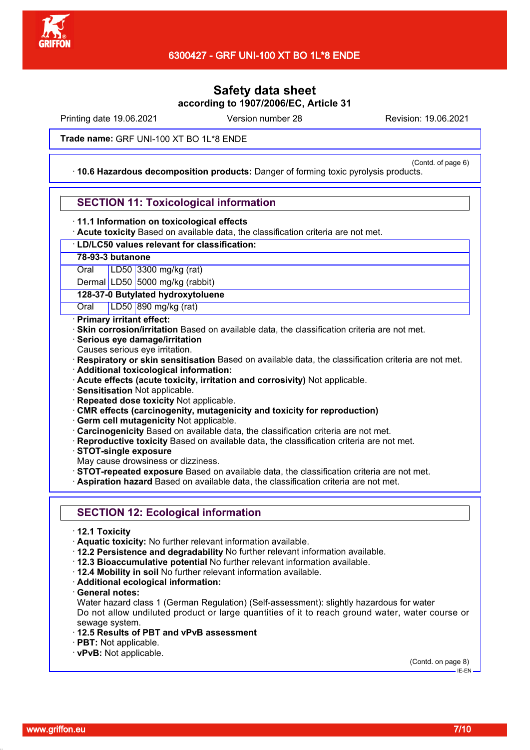# Safety data sheet

**according to 1907/2006/EC, Article 31**

Printing date 19.06.2021 Version number 28 Revision: 19.06.2021

**Trade name:** GRF UNI-100 XT BO 1L*8 ENDE

(Contd. of page 6)

· **10.6 Hazardous decomposition products:** Danger of forming toxic pyrolysis products.

## SECTION 11: Toxicological information

· **11.1 Information on toxicological effects**

· **Acute toxicity** Based on available data, the classification criteria are not met.

· **LD/LC50 values relevant for classification:**

| | | |
|---|---|---|
| **78-93-3 butanone** | | |
| Oral | LD50 | 3300 mg/kg (rat) |
| Dermal | LD50 | 5000 mg/kg (rabbit) |
| **128-37-0 Butylated hydroxytoluene** | | |
| Oral | LD50 | 890 mg/kg (rat) |

· **Primary irritant effect:**

· **Skin corrosion/irritation** Based on available data, the classification criteria are not met.

· **Serious eye damage/irritation**

Causes serious eye irritation.

· **Respiratory or skin sensitisation** Based on available data, the classification criteria are not met.

· **Additional toxicological information:**

· **Acute effects (acute toxicity, irritation and corrosivity)** Not applicable.

· **Sensitisation** Not applicable.

· **Repeated dose toxicity** Not applicable.

· **CMR effects (carcinogenity, mutagenicity and toxicity for reproduction)**

· **Germ cell mutagenicity** Not applicable.

· **Carcinogenicity** Based on available data, the classification criteria are not met.

· **Reproductive toxicity** Based on available data, the classification criteria are not met.

· **STOT-single exposure**

May cause drowsiness or dizziness.

· **STOT-repeated exposure** Based on available data, the classification criteria are not met.

· **Aspiration hazard** Based on available data, the classification criteria are not met.

## SECTION 12: Ecological information

· **12.1 Toxicity**

· **Aquatic toxicity:** No further relevant information available.

· **12.2 Persistence and degradability** No further relevant information available.

· **12.3 Bioaccumulative potential** No further relevant information available.

· **12.4 Mobility in soil** No further relevant information available.

· **Additional ecological information:**

· **General notes:**

Water hazard class 1 (German Regulation) (Self-assessment): slightly hazardous for water

Do not allow undiluted product or large quantities of it to reach ground water, water course or sewage system.

· **12.5 Results of PBT and vPvB assessment**

· **PBT:** Not applicable.

· **vPvB:** Not applicable.

(Contd. on page 8)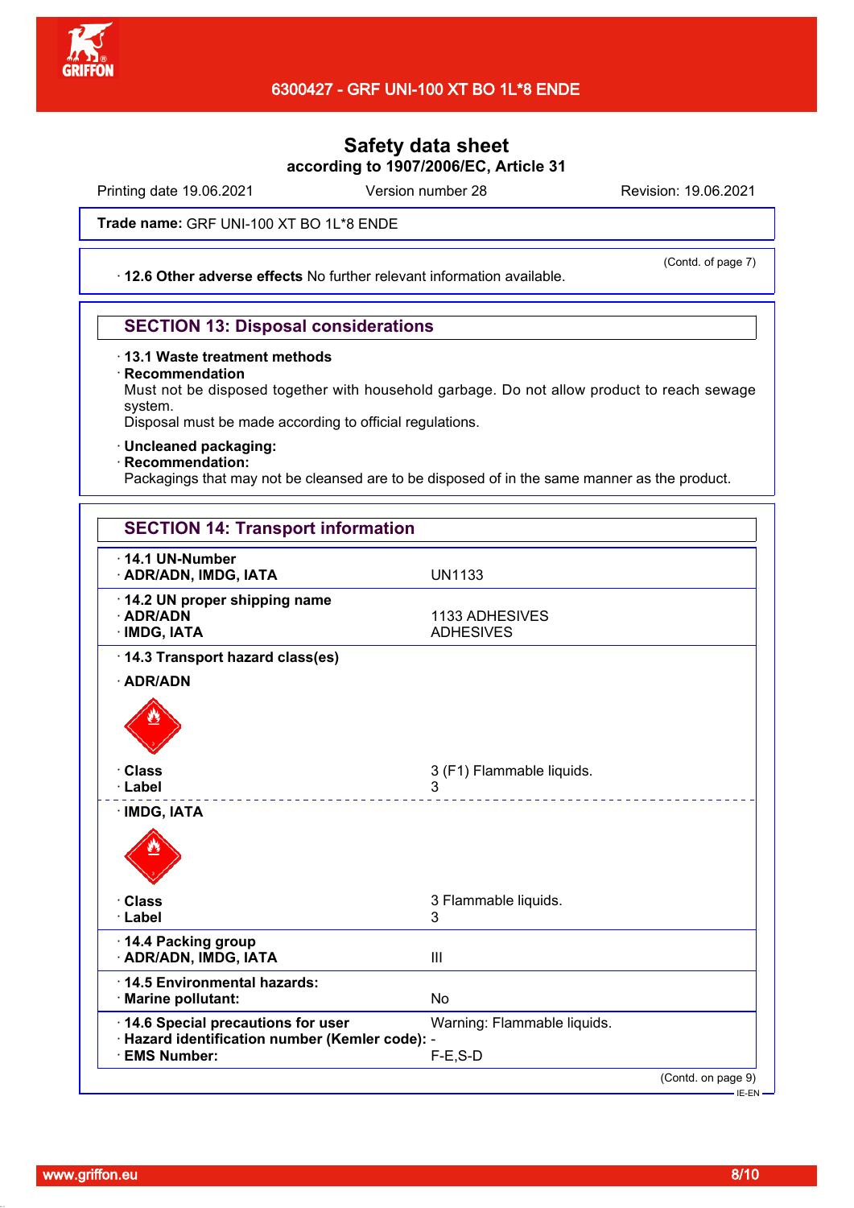# Safety data sheet

**according to 1907/2006/EC, Article 31**

Printing date 19.06.2021 Version number 28 Revision: 19.06.2021

**Trade name:** GRF UNI-100 XT BO 1L*8 ENDE

(Contd. of page 7)

· **12.6 Other adverse effects** No further relevant information available.

## SECTION 13: Disposal considerations

· **13.1 Waste treatment methods**

· **Recommendation**

Must not be disposed together with household garbage. Do not allow product to reach sewage system.

Disposal must be made according to official regulations.

· **Uncleaned packaging:**

· **Recommendation:**

Packagings that may not be cleansed are to be disposed of in the same manner as the product.

## SECTION 14: Transport information

· **14.1 UN-Number**

· **ADR/ADN, IMDG, IATA** UN1133

· **14.2 UN proper shipping name**

· **ADR/ADN** 1133 ADHESIVES

· **IMDG, IATA** ADHESIVES

· **14.3 Transport hazard class(es)**

· **ADR/ADN**

· **Class** 3 (F1) Flammable liquids.

· **Label** 3

· **IMDG, IATA**

· **Class** 3 Flammable liquids.

· **Label** 3

· **14.4 Packing group**

· **ADR/ADN, IMDG, IATA** III

· **14.5 Environmental hazards:**

· **Marine pollutant:** No

· **14.6 Special precautions for user** Warning: Flammable liquids.

· **Hazard identification number (Kemler code):** -

· **EMS Number:** F-E,S-D

(Contd. on page 9)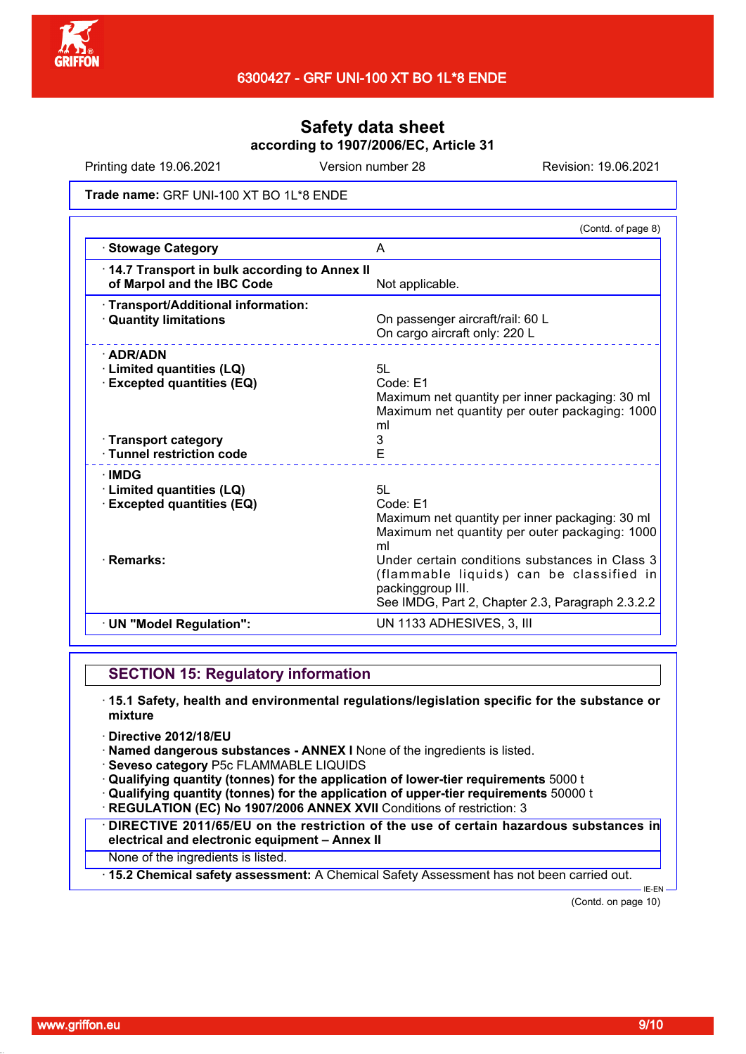# Safety data sheet

**according to 1907/2006/EC, Article 31**

Printing date 19.06.2021 | Version number 28 | Revision: 19.06.2021

**Trade name:** GRF UNI-100 XT BO 1L*8 ENDE

(Contd. of page 8)

| | |
|---|---|
| · **Stowage Category** | A |
| · **14.7 Transport in bulk according to Annex II of Marpol and the IBC Code** | Not applicable. |
| · **Transport/Additional information:** | |
| · **Quantity limitations** | On passenger aircraft/rail: 60 L<br>On cargo aircraft only: 220 L |
| · **ADR/ADN** | |
| · **Limited quantities (LQ)** | 5L |
| · **Excepted quantities (EQ)** | Code: E1<br>Maximum net quantity per inner packaging: 30 ml<br>Maximum net quantity per outer packaging: 1000 ml |
| · **Transport category** | 3 |
| · **Tunnel restriction code** | E |
| · **IMDG** | |
| · **Limited quantities (LQ)** | 5L |
| · **Excepted quantities (EQ)** | Code: E1<br>Maximum net quantity per inner packaging: 30 ml<br>Maximum net quantity per outer packaging: 1000 ml |
| · **Remarks:** | Under certain conditions substances in Class 3 (flammable liquids) can be classified in packinggroup III.<br>See IMDG, Part 2, Chapter 2.3, Paragraph 2.3.2.2 |
| · **UN "Model Regulation":** | UN 1133 ADHESIVES, 3, III |

## SECTION 15: Regulatory information

· **15.1 Safety, health and environmental regulations/legislation specific for the substance or mixture**

· **Directive 2012/18/EU**
· **Named dangerous substances - ANNEX I** None of the ingredients is listed.
· **Seveso category** P5c FLAMMABLE LIQUIDS
· **Qualifying quantity (tonnes) for the application of lower-tier requirements** 5000 t
· **Qualifying quantity (tonnes) for the application of upper-tier requirements** 50000 t
· **REGULATION (EC) No 1907/2006 ANNEX XVII** Conditions of restriction: 3

· **DIRECTIVE 2011/65/EU on the restriction of the use of certain hazardous substances in electrical and electronic equipment – Annex II**

None of the ingredients is listed.

· **15.2 Chemical safety assessment:** A Chemical Safety Assessment has not been carried out.

IE-EN

(Contd. on page 10)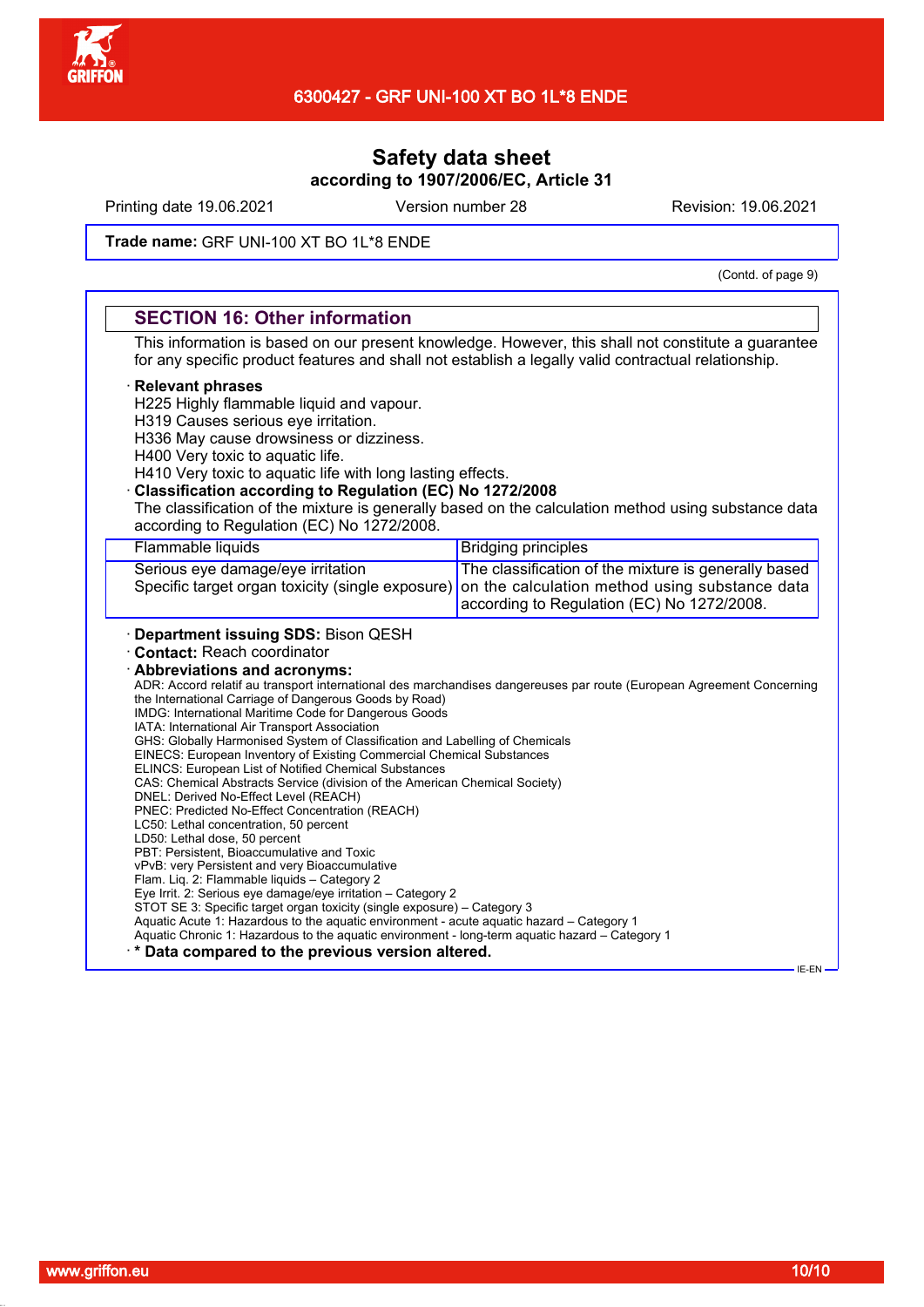# Safety data sheet

**according to 1907/2006/EC, Article 31**

Printing date 19.06.2021 Version number 28 Revision: 19.06.2021

**Trade name:** GRF UNI-100 XT BO 1L*8 ENDE

(Contd. of page 9)

## SECTION 16: Other information

This information is based on our present knowledge. However, this shall not constitute a guarantee for any specific product features and shall not establish a legally valid contractual relationship.

· **Relevant phrases**
H225 Highly flammable liquid and vapour.
H319 Causes serious eye irritation.
H336 May cause drowsiness or dizziness.
H400 Very toxic to aquatic life.
H410 Very toxic to aquatic life with long lasting effects.

· **Classification according to Regulation (EC) No 1272/2008**
The classification of the mixture is generally based on the calculation method using substance data according to Regulation (EC) No 1272/2008.

| | |
|---|---|
| Flammable liquids | Bridging principles |
| Serious eye damage/eye irritation<br>Specific target organ toxicity (single exposure) | The classification of the mixture is generally based on the calculation method using substance data according to Regulation (EC) No 1272/2008. |

· **Department issuing SDS:** Bison QESH
· **Contact:** Reach coordinator
· **Abbreviations and acronyms:**
ADR: Accord relatif au transport international des marchandises dangereuses par route (European Agreement Concerning the International Carriage of Dangerous Goods by Road)
IMDG: International Maritime Code for Dangerous Goods
IATA: International Air Transport Association
GHS: Globally Harmonised System of Classification and Labelling of Chemicals
EINECS: European Inventory of Existing Commercial Chemical Substances
ELINCS: European List of Notified Chemical Substances
CAS: Chemical Abstracts Service (division of the American Chemical Society)
DNEL: Derived No-Effect Level (REACH)
PNEC: Predicted No-Effect Concentration (REACH)
LC50: Lethal concentration, 50 percent
LD50: Lethal dose, 50 percent
PBT: Persistent, Bioaccumulative and Toxic
vPvB: very Persistent and very Bioaccumulative
Flam. Liq. 2: Flammable liquids – Category 2
Eye Irrit. 2: Serious eye damage/eye irritation – Category 2
STOT SE 3: Specific target organ toxicity (single exposure) – Category 3
Aquatic Acute 1: Hazardous to the aquatic environment - acute aquatic hazard – Category 1
Aquatic Chronic 1: Hazardous to the aquatic environment - long-term aquatic hazard – Category 1

· *** Data compared to the previous version altered.**

IE-EN